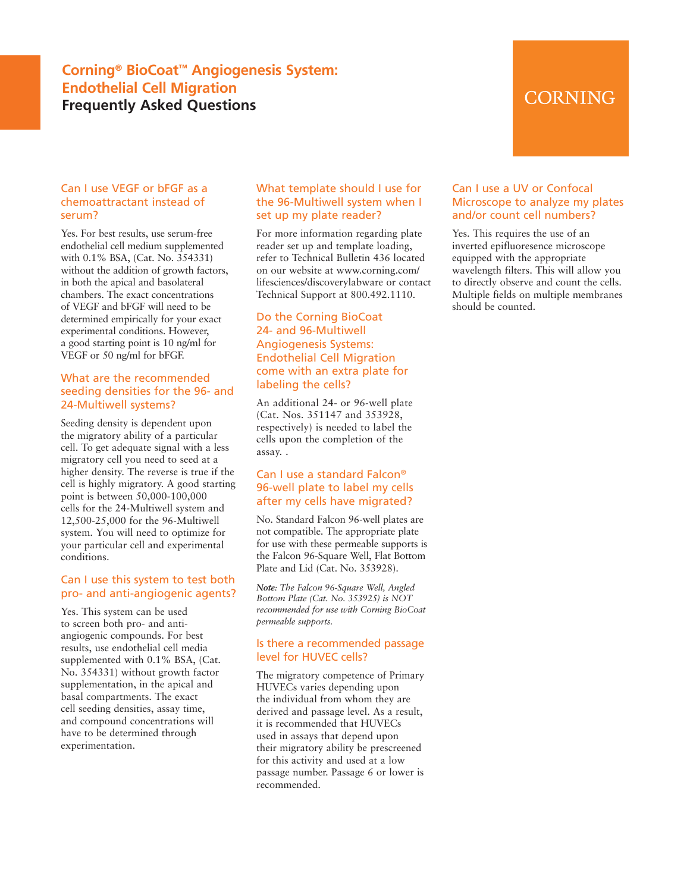# Corning® BioCoat™ Angiogenesis System: Endothelial Cell Migration

## Frequently Asked Questions

CORNING

### Can I use VEGF or bFGF as a chemoattractant instead of serum?

Yes. For best results, use serum-free endothelial cell medium supplemented with 0.1% BSA, (Cat. No. 354331) without the addition of growth factors, in both the apical and basolateral chambers. The exact concentrations of VEGF and bFGF will need to be determined empirically for your exact experimental conditions. However, a good starting point is 10 ng/ml for VEGF or 50 ng/ml for bFGF.

### What are the recommended seeding densities for the 96- and 24-Multiwell systems?

Seeding density is dependent upon the migratory ability of a particular cell. To get adequate signal with a less migratory cell you need to seed at a higher density. The reverse is true if the cell is highly migratory. A good starting point is between 50,000-100,000 cells for the 24-Multiwell system and 12,500-25,000 for the 96-Multiwell system. You will need to optimize for your particular cell and experimental conditions.

### Can I use this system to test both pro- and anti-angiogenic agents?

Yes. This system can be used to screen both pro- and anti-angiogenic compounds. For best results, use endothelial cell media supplemented with 0.1% BSA, (Cat. No. 354331) without growth factor supplementation, in the apical and basal compartments. The exact cell seeding densities, assay time, and compound concentrations will have to be determined through experimentation.

### What template should I use for the 96-Multiwell system when I set up my plate reader?

For more information regarding plate reader set up and template loading, refer to Technical Bulletin 436 located on our website at www.corning.com/lifesciences/discoverylabware or contact Technical Support at 800.492.1110.

### Do the Corning BioCoat 24- and 96-Multiwell Angiogenesis Systems: Endothelial Cell Migration come with an extra plate for labeling the cells?

An additional 24- or 96-well plate (Cat. Nos. 351147 and 353928, respectively) is needed to label the cells upon the completion of the assay. .

### Can I use a standard Falcon® 96-well plate to label my cells after my cells have migrated?

No. Standard Falcon 96-well plates are not compatible. The appropriate plate for use with these permeable supports is the Falcon 96-Square Well, Flat Bottom Plate and Lid (Cat. No. 353928).

***Note:*** *The Falcon 96-Square Well, Angled Bottom Plate (Cat. No. 353925) is NOT recommended for use with Corning BioCoat permeable supports.*

### Is there a recommended passage level for HUVEC cells?

The migratory competence of Primary HUVECs varies depending upon the individual from whom they are derived and passage level. As a result, it is recommended that HUVECs used in assays that depend upon their migratory ability be prescreened for this activity and used at a low passage number. Passage 6 or lower is recommended.

### Can I use a UV or Confocal Microscope to analyze my plates and/or count cell numbers?

Yes. This requires the use of an inverted epifluoresence microscope equipped with the appropriate wavelength filters. This will allow you to directly observe and count the cells. Multiple fields on multiple membranes should be counted.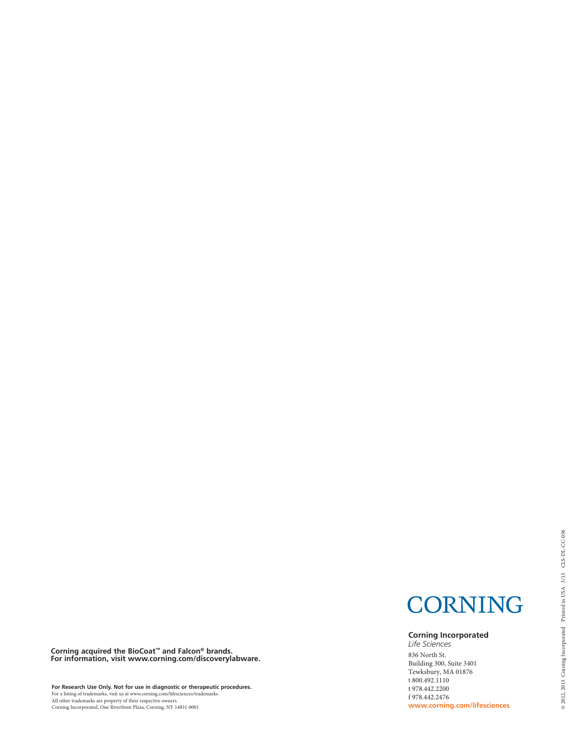CORNING

**Corning Incorporated**
*Life Sciences*
836 North St.
Building 300, Suite 3401
Tewksbury, MA 01876
t 800.492.1110
t 978.442.2200
f 978.442.2476
**www.corning.com/lifesciences**

**Corning acquired the BioCoat™ and Falcon® brands.**
**For information, visit www.corning.com/discoverylabware.**

**For Research Use Only. Not for use in diagnostic or therapeutic procedures.**
For a listing of trademarks, visit us at www.corning.com/lifesciences/trademarks.
All other trademarks are property of their respective owners.
Corning Incorporated, One Riverfront Plaza, Corning, NY 14831-0001

© 2012, 2013 Corning Incorporated Printed in USA 3/13 CLS-DL-CC-056